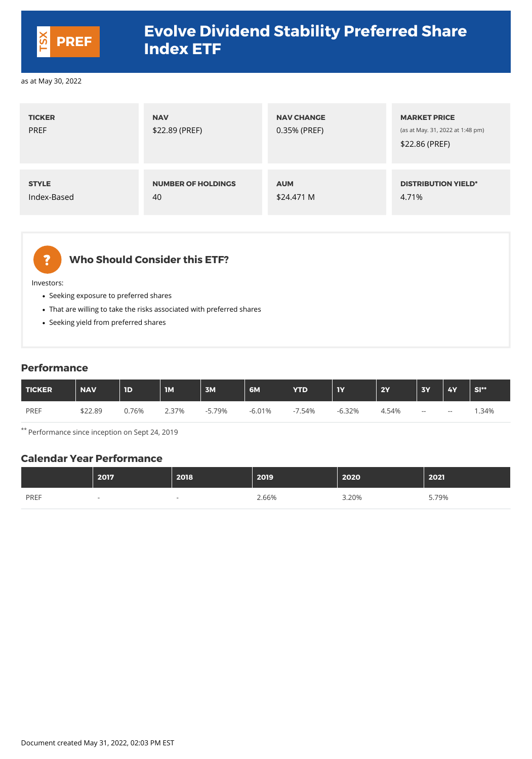# TSX PREF Evolve Dividend Stability Preferred Share Index ETF

as at May 30, 2022

| TICKER | NAV | NAV CHANGE | MARKET PRICE |
|---|---|---|---|
| PREF | $22.89 (PREF) | 0.35% (PREF) | (as at May. 31, 2022 at 1:48 pm) $22.86 (PREF) |

| STYLE | NUMBER OF HOLDINGS | AUM | DISTRIBUTION YIELD* |
|---|---|---|---|
| Index-Based | 40 | $24.471 M | 4.71% |

## Who Should Consider this ETF?

Investors:

- Seeking exposure to preferred shares
- That are willing to take the risks associated with preferred shares
- Seeking yield from preferred shares

## Performance

| TICKER | NAV | 1D | 1M | 3M | 6M | YTD | 1Y | 2Y | 3Y | 4Y | SI** |
|---|---|---|---|---|---|---|---|---|---|---|---|
| PREF | $22.89 | 0.76% | 2.37% | -5.79% | -6.01% | -7.54% | -6.32% | 4.54% | -- | -- | 1.34% |

** Performance since inception on Sept 24, 2019

## Calendar Year Performance

| | 2017 | 2018 | 2019 | 2020 | 2021 |
|---|---|---|---|---|---|
| PREF | - | - | 2.66% | 3.20% | 5.79% |

Document created May 31, 2022, 02:03 PM EST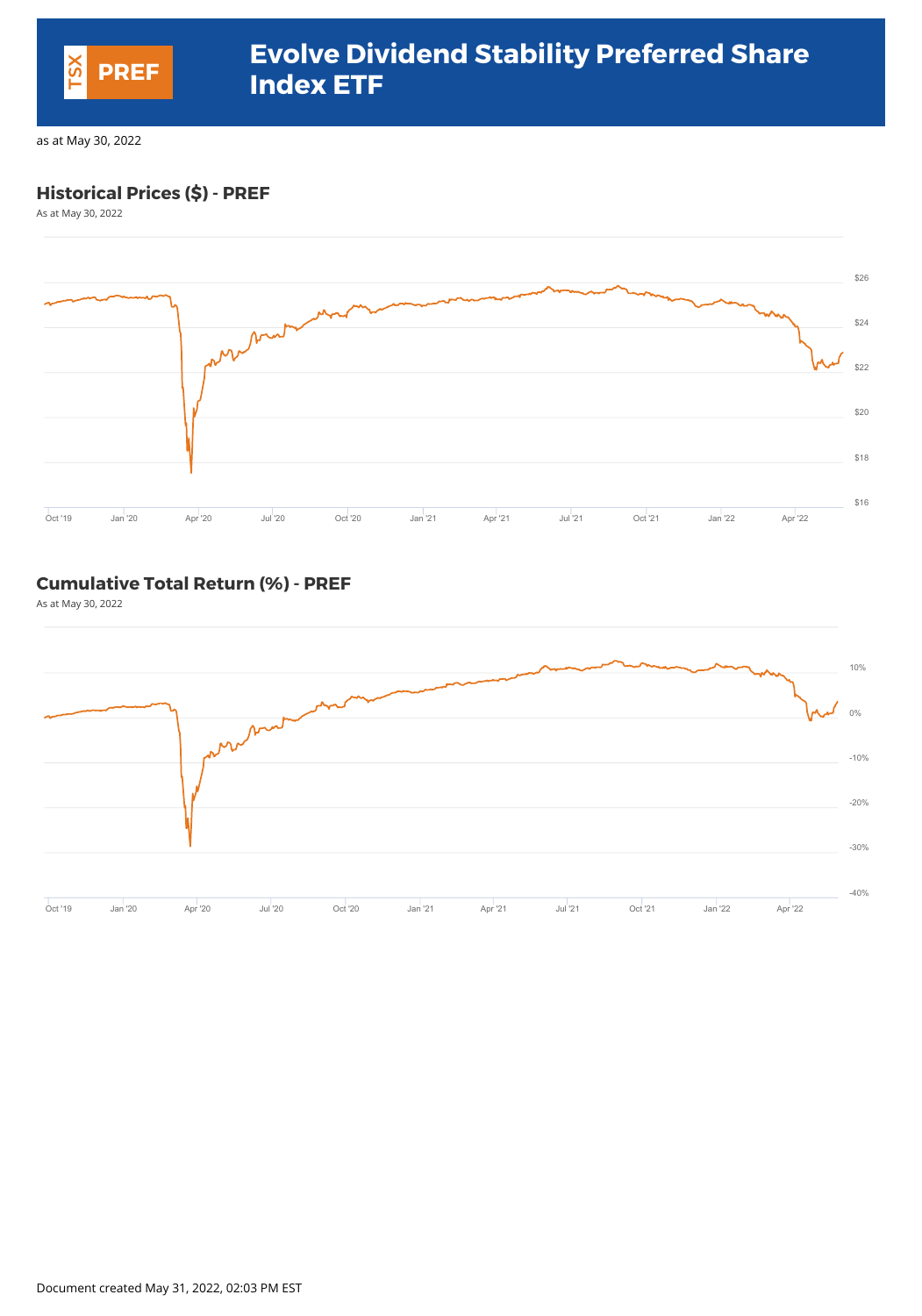# TSX PREF

# Evolve Dividend Stability Preferred Share Index ETF

as at May 30, 2022

## Historical Prices ($) - PREF

As at May 30, 2022

$26
$24
$22
$20
$18
$16

Oct '19 Jan '20 Apr '20 Jul '20 Oct '20 Jan '21 Apr '21 Jul '21 Oct '21 Jan '22 Apr '22

## Cumulative Total Return (%) - PREF

As at May 30, 2022

10%
0%
-10%
-20%
-30%
-40%

Oct '19 Jan '20 Apr '20 Jul '20 Oct '20 Jan '21 Apr '21 Jul '21 Oct '21 Jan '22 Apr '22

Document created May 31, 2022, 02:03 PM EST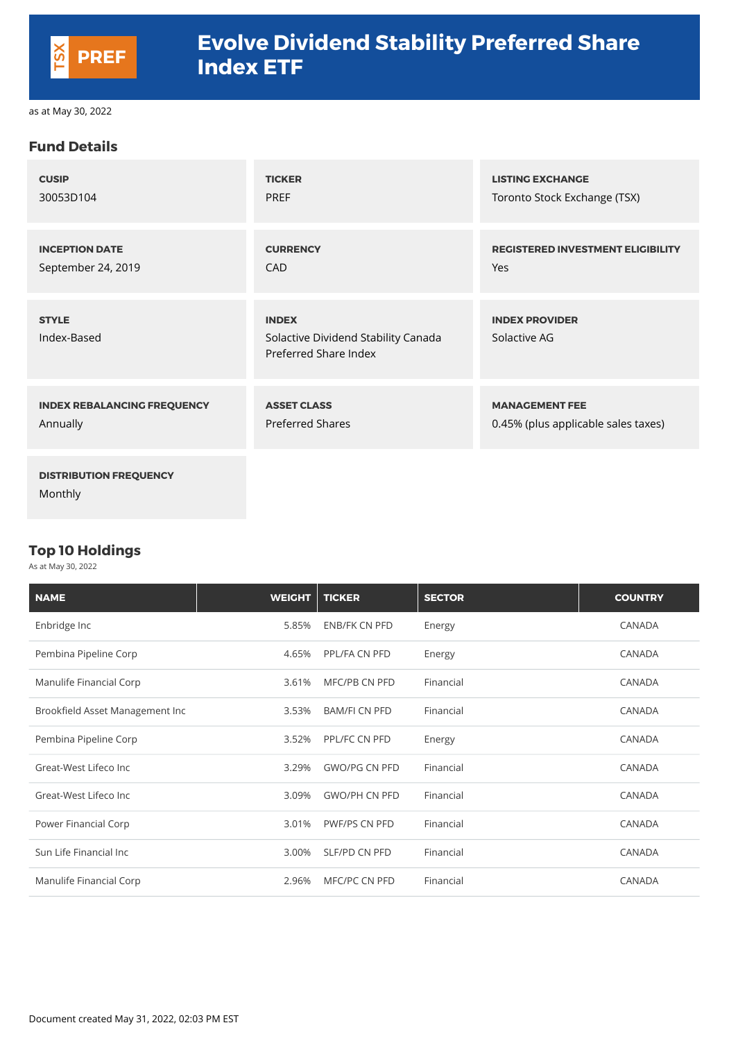# Evolve Dividend Stability Preferred Share Index ETF

TSX **PREF**

as at May 30, 2022

## Fund Details

| | | |
|---|---|---|
| **CUSIP**<br>30053D104 | **TICKER**<br>PREF | **LISTING EXCHANGE**<br>Toronto Stock Exchange (TSX) |
| **INCEPTION DATE**<br>September 24, 2019 | **CURRENCY**<br>CAD | **REGISTERED INVESTMENT ELIGIBILITY**<br>Yes |
| **STYLE**<br>Index-Based | **INDEX**<br>Solactive Dividend Stability Canada Preferred Share Index | **INDEX PROVIDER**<br>Solactive AG |
| **INDEX REBALANCING FREQUENCY**<br>Annually | **ASSET CLASS**<br>Preferred Shares | **MANAGEMENT FEE**<br>0.45% (plus applicable sales taxes) |
| **DISTRIBUTION FREQUENCY**<br>Monthly | | |

## Top 10 Holdings

As at May 30, 2022

| NAME | WEIGHT | TICKER | SECTOR | COUNTRY |
|---|---|---|---|---|
| Enbridge Inc | 5.85% | ENB/FK CN PFD | Energy | CANADA |
| Pembina Pipeline Corp | 4.65% | PPL/FA CN PFD | Energy | CANADA |
| Manulife Financial Corp | 3.61% | MFC/PB CN PFD | Financial | CANADA |
| Brookfield Asset Management Inc | 3.53% | BAM/FI CN PFD | Financial | CANADA |
| Pembina Pipeline Corp | 3.52% | PPL/FC CN PFD | Energy | CANADA |
| Great-West Lifeco Inc | 3.29% | GWO/PG CN PFD | Financial | CANADA |
| Great-West Lifeco Inc | 3.09% | GWO/PH CN PFD | Financial | CANADA |
| Power Financial Corp | 3.01% | PWF/PS CN PFD | Financial | CANADA |
| Sun Life Financial Inc | 3.00% | SLF/PD CN PFD | Financial | CANADA |
| Manulife Financial Corp | 2.96% | MFC/PC CN PFD | Financial | CANADA |

Document created May 31, 2022, 02:03 PM EST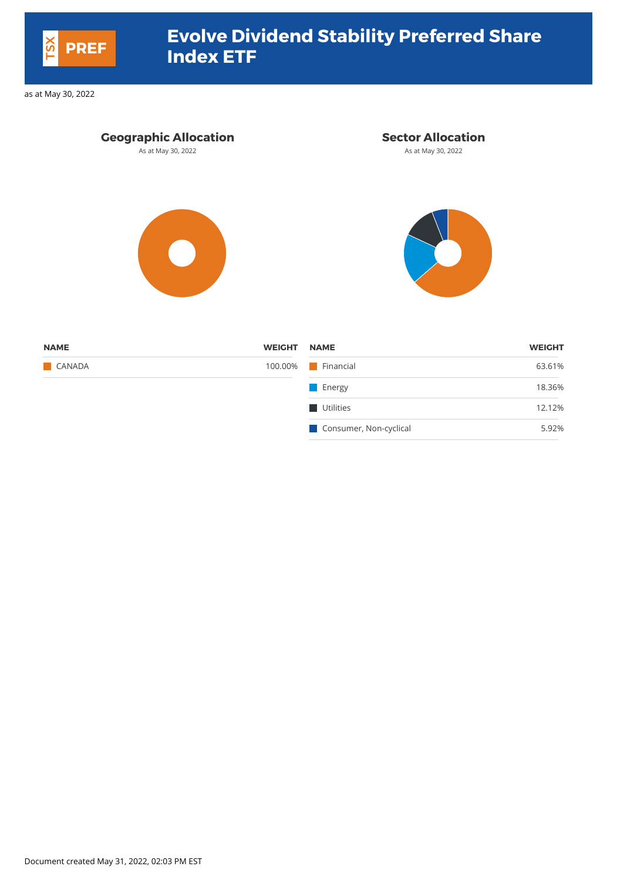TSX **PREF**

# Evolve Dividend Stability Preferred Share Index ETF

as at May 30, 2022

## Geographic Allocation

As at May 30, 2022

| NAME | WEIGHT |
|---|---|
| CANADA | 100.00% |

## Sector Allocation

As at May 30, 2022

| NAME | WEIGHT |
|---|---|
| Financial | 63.61% |
| Energy | 18.36% |
| Utilities | 12.12% |
| Consumer, Non-cyclical | 5.92% |

Document created May 31, 2022, 02:03 PM EST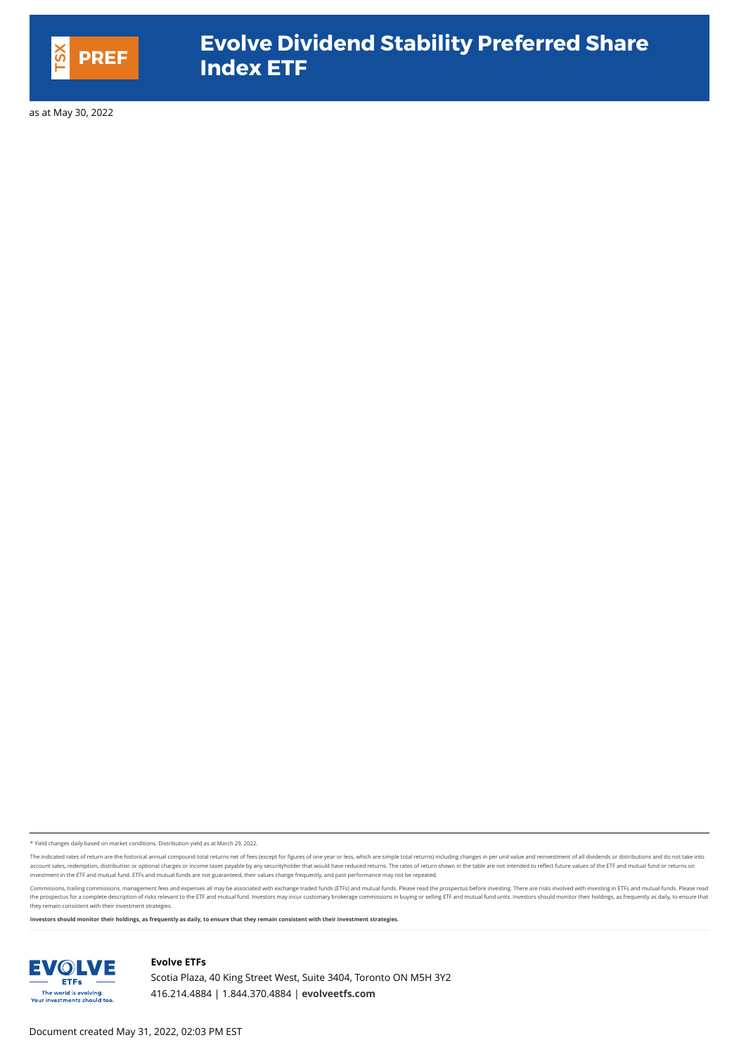# Evolve Dividend Stability Preferred Share Index ETF

TSX PREF

as at May 30, 2022

* Yield changes daily based on market conditions. Distribution yield as at March 29, 2022.

The indicated rates of return are the historical annual compound total returns net of fees (except for figures of one year or less, which are simple total returns) including changes in per unit value and reinvestment of all dividends or distributions and do not take into account sales, redemption, distribution or optional charges or income taxes payable by any securityholder that would have reduced returns. The rates of return shown in the table are not intended to reflect future values of the ETF and mutual fund or returns on investment in the ETF and mutual fund. ETFs and mutual funds are not guaranteed, their values change frequently, and past performance may not be repeated.

Commissions, trailing commissions, management fees and expenses all may be associated with exchange traded funds (ETFs) and mutual funds. Please read the prospectus before investing. There are risks involved with investing in ETFs and mutual funds. Please read the prospectus for a complete description of risks relevant to the ETF and mutual fund. Investors may incur customary brokerage commissions in buying or selling ETF and mutual fund units. Investors should monitor their holdings, as frequently as daily, to ensure that they remain consistent with their investment strategies.

**Investors should monitor their holdings, as frequently as daily, to ensure that they remain consistent with their investment strategies.**

EVOLVE ETFs
The world is evolving. Your investments should too.

**Evolve ETFs**

Scotia Plaza, 40 King Street West, Suite 3404, Toronto ON M5H 3Y2

416.214.4884 | 1.844.370.4884 | **evolveetfs.com**

Document created May 31, 2022, 02:03 PM EST